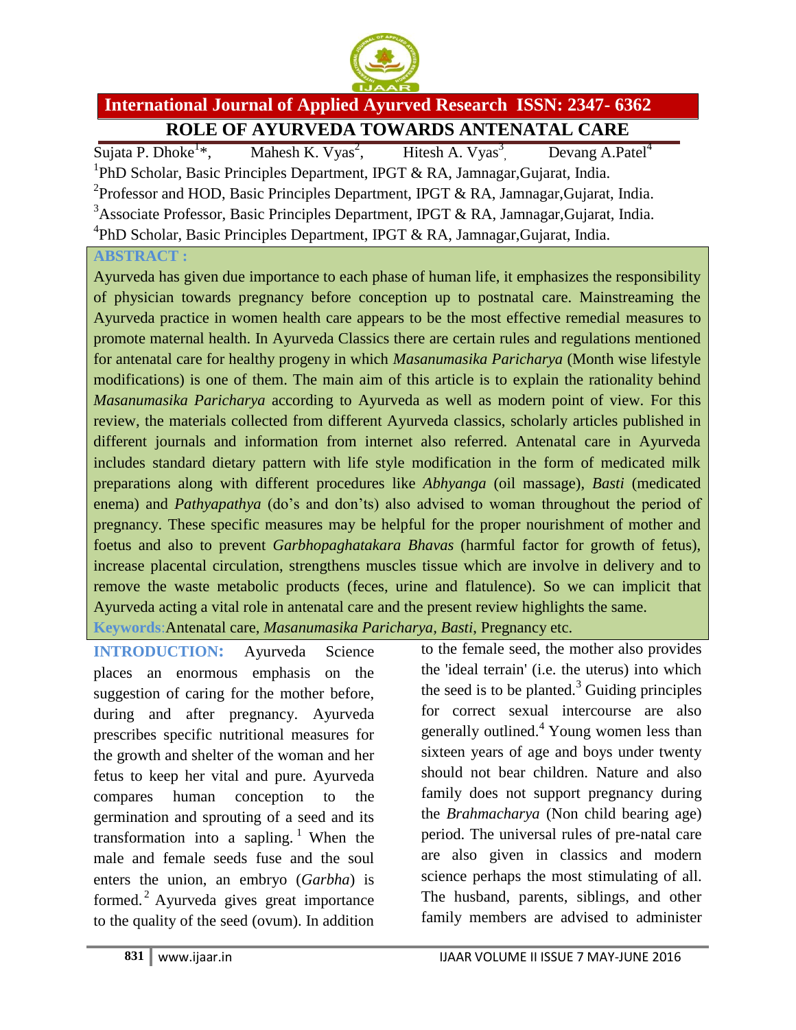# ROLE OF AYURVEDA TOWARDS ANTENATAL CARE

Sujata P. Dhoke[1]*, Mahesh K. Vyas[2], Hitesh A. Vyas[3], Devang A.Patel[4]

[1]PhD Scholar, Basic Principles Department, IPGT & RA, Jamnagar,Gujarat, India.
[2]Professor and HOD, Basic Principles Department, IPGT & RA, Jamnagar,Gujarat, India.
[3]Associate Professor, Basic Principles Department, IPGT & RA, Jamnagar,Gujarat, India.
[4]PhD Scholar, Basic Principles Department, IPGT & RA, Jamnagar,Gujarat, India.

**ABSTRACT :**

Ayurveda has given due importance to each phase of human life, it emphasizes the responsibility of physician towards pregnancy before conception up to postnatal care. Mainstreaming the Ayurveda practice in women health care appears to be the most effective remedial measures to promote maternal health. In Ayurveda Classics there are certain rules and regulations mentioned for antenatal care for healthy progeny in which *Masanumasika Paricharya* (Month wise lifestyle modifications) is one of them. The main aim of this article is to explain the rationality behind *Masanumasika Paricharya* according to Ayurveda as well as modern point of view. For this review, the materials collected from different Ayurveda classics, scholarly articles published in different journals and information from internet also referred. Antenatal care in Ayurveda includes standard dietary pattern with life style modification in the form of medicated milk preparations along with different procedures like *Abhyanga* (oil massage), *Basti* (medicated enema) and *Pathyapathya* (do's and don'ts) also advised to woman throughout the period of pregnancy. These specific measures may be helpful for the proper nourishment of mother and foetus and also to prevent *Garbhopaghatakara Bhavas* (harmful factor for growth of fetus), increase placental circulation, strengthens muscles tissue which are involve in delivery and to remove the waste metabolic products (feces, urine and flatulence). So we can implicit that Ayurveda acting a vital role in antenatal care and the present review highlights the same.

**Keywords**: Antenatal care, *Masanumasika Paricharya*, *Basti*, Pregnancy etc.

**INTRODUCTION:** Ayurveda Science places an enormous emphasis on the suggestion of caring for the mother before, during and after pregnancy. Ayurveda prescribes specific nutritional measures for the growth and shelter of the woman and her fetus to keep her vital and pure. Ayurveda compares human conception to the germination and sprouting of a seed and its transformation into a sapling.[1] When the male and female seeds fuse and the soul enters the union, an embryo (*Garbha*) is formed.[2] Ayurveda gives great importance to the quality of the seed (ovum). In addition to the female seed, the mother also provides the 'ideal terrain' (i.e. the uterus) into which the seed is to be planted.[3] Guiding principles for correct sexual intercourse are also generally outlined.[4] Young women less than sixteen years of age and boys under twenty should not bear children. Nature and also family does not support pregnancy during the *Brahmacharya* (Non child bearing age) period. The universal rules of pre-natal care are also given in classics and modern science perhaps the most stimulating of all. The husband, parents, siblings, and other family members are advised to administer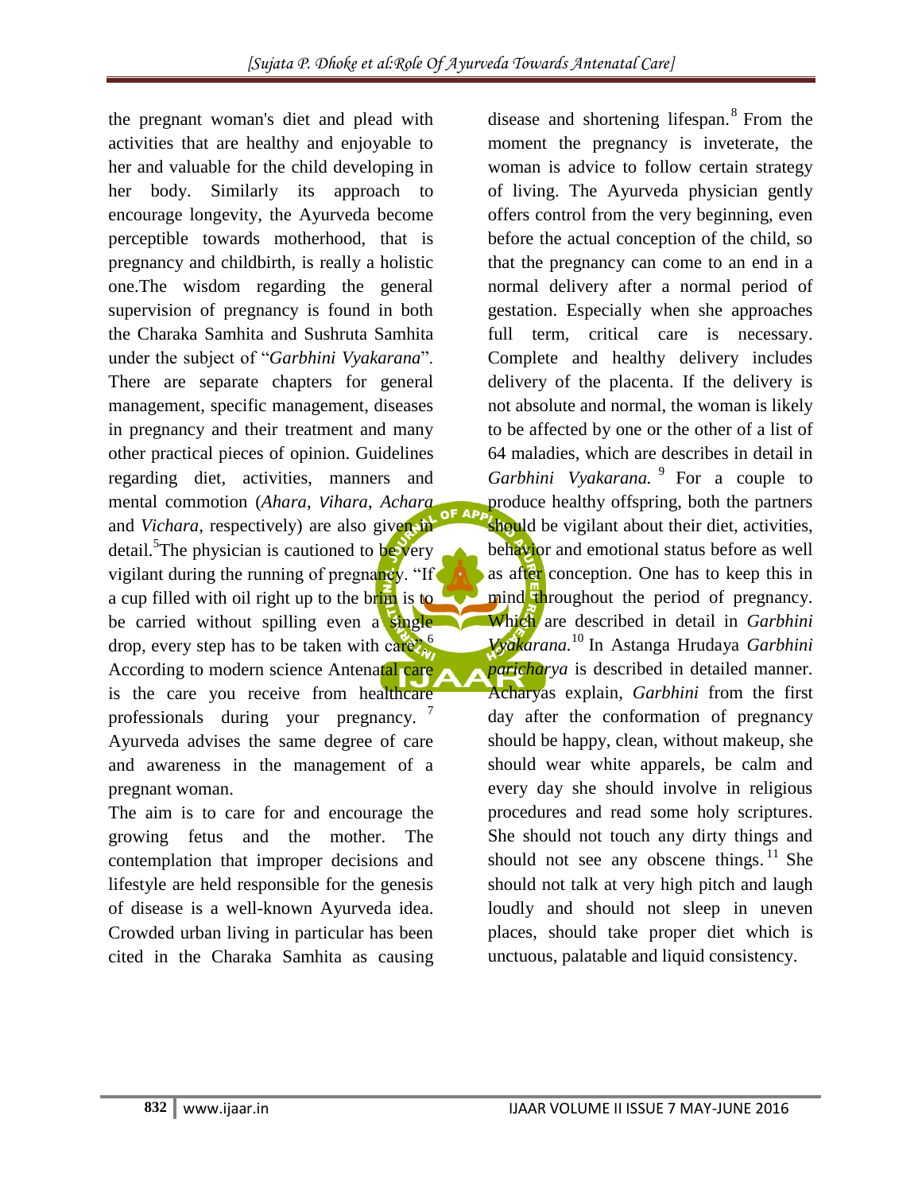the pregnant woman's diet and plead with activities that are healthy and enjoyable to her and valuable for the child developing in her body. Similarly its approach to encourage longevity, the Ayurveda become perceptible towards motherhood, that is pregnancy and childbirth, is really a holistic one.The wisdom regarding the general supervision of pregnancy is found in both the Charaka Samhita and Sushruta Samhita under the subject of "*Garbhini Vyakarana*". There are separate chapters for general management, specific management, diseases in pregnancy and their treatment and many other practical pieces of opinion. Guidelines regarding diet, activities, manners and mental commotion (*Ahara*, *Vihara*, *Achara* and *Vichara*, respectively) are also given in detail.[5]The physician is cautioned to be very vigilant during the running of pregnancy. "If a cup filled with oil right up to the brim is to be carried without spilling even a single drop, every step has to be taken with care".[6] According to modern science Antenatal care is the care you receive from healthcare professionals during your pregnancy. [7] Ayurveda advises the same degree of care and awareness in the management of a pregnant woman.

The aim is to care for and encourage the growing fetus and the mother. The contemplation that improper decisions and lifestyle are held responsible for the genesis of disease is a well-known Ayurveda idea. Crowded urban living in particular has been cited in the Charaka Samhita as causing disease and shortening lifespan.[8] From the moment the pregnancy is inveterate, the woman is advice to follow certain strategy of living. The Ayurveda physician gently offers control from the very beginning, even before the actual conception of the child, so that the pregnancy can come to an end in a normal delivery after a normal period of gestation. Especially when she approaches full term, critical care is necessary. Complete and healthy delivery includes delivery of the placenta. If the delivery is not absolute and normal, the woman is likely to be affected by one or the other of a list of 64 maladies, which are describes in detail in *Garbhini Vyakarana.* [9] For a couple to produce healthy offspring, both the partners should be vigilant about their diet, activities, behavior and emotional status before as well as after conception. One has to keep this in mind throughout the period of pregnancy. Which are described in detail in *Garbhini Vyakarana.*[10] In Astanga Hrudaya *Garbhini paricharya* is described in detailed manner. Acharyas explain, *Garbhini* from the first day after the conformation of pregnancy should be happy, clean, without makeup, she should wear white apparels, be calm and every day she should involve in religious procedures and read some holy scriptures. She should not touch any dirty things and should not see any obscene things.[11] She should not talk at very high pitch and laugh loudly and should not sleep in uneven places, should take proper diet which is unctuous, palatable and liquid consistency.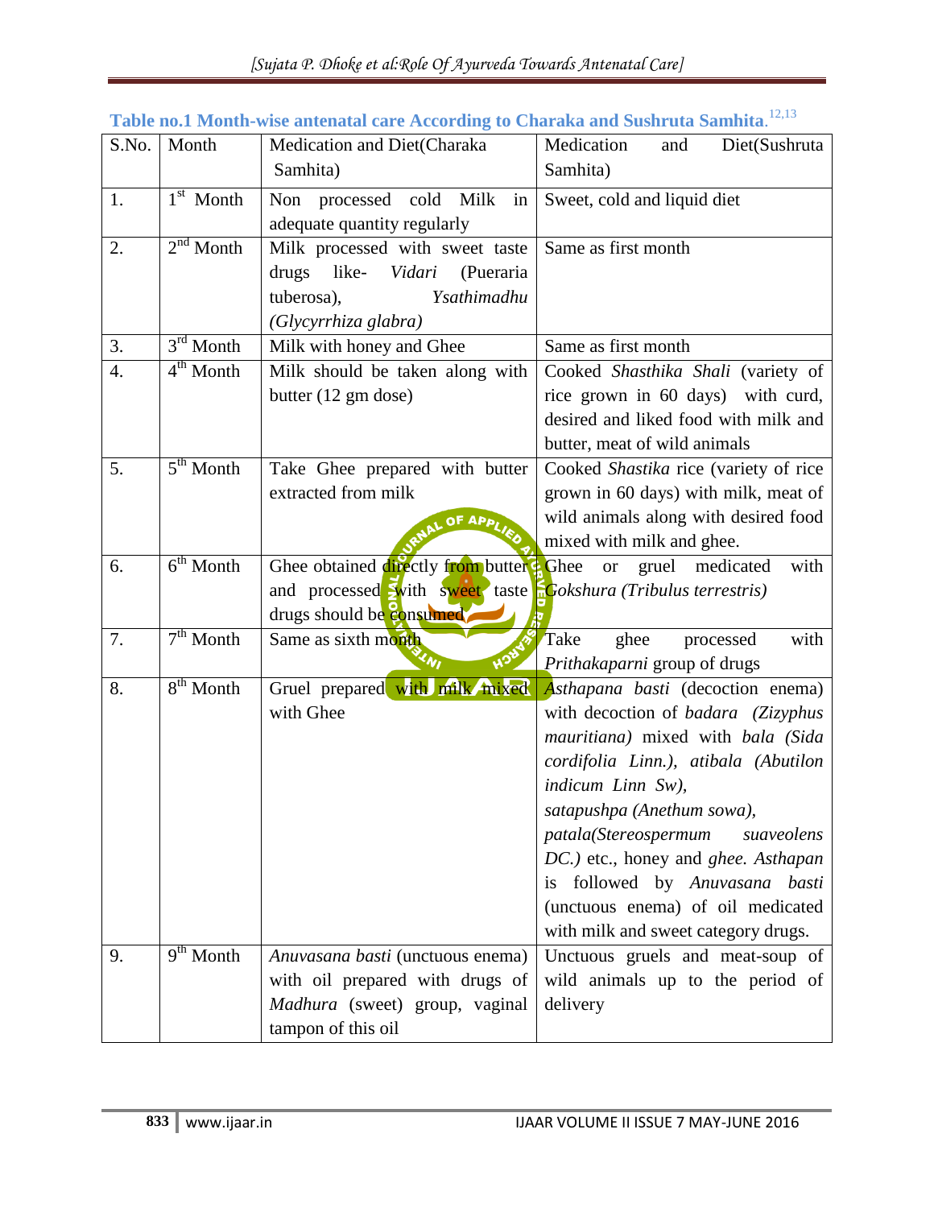**Table no.1 Month-wise antenatal care According to Charaka and Sushruta Samhita**.[12,13]

| S.No. | Month | Medication and Diet(Charaka Samhita) | Medication and Diet(Sushruta Samhita) |
|---|---|---|---|
| 1. | 1st Month | Non processed cold Milk in adequate quantity regularly | Sweet, cold and liquid diet |
| 2. | 2nd Month | Milk processed with sweet taste drugs like- *Vidari* (Pueraria tuberosa), *Ysathimadhu (Glycyrrhiza glabra)* | Same as first month |
| 3. | 3rd Month | Milk with honey and Ghee | Same as first month |
| 4. | 4th Month | Milk should be taken along with butter (12 gm dose) | Cooked *Shasthika Shali* (variety of rice grown in 60 days) with curd, desired and liked food with milk and butter, meat of wild animals |
| 5. | 5th Month | Take Ghee prepared with butter extracted from milk | Cooked *Shastika* rice (variety of rice grown in 60 days) with milk, meat of wild animals along with desired food mixed with milk and ghee. |
| 6. | 6th Month | Ghee obtained directly from butter and processed with sweet taste drugs should be consumed | Ghee or gruel medicated with *Gokshura (Tribulus terrestris)* |
| 7. | 7th Month | Same as sixth month | Take ghee processed with *Prithakaparni* group of drugs |
| 8. | 8th Month | Gruel prepared with milk mixed with Ghee | *Asthapana basti* (decoction enema) with decoction of *badara (Zizyphus mauritiana)* mixed with *bala (Sida cordifolia Linn.), atibala (Abutilon indicum Linn Sw), satapushpa (Anethum sowa), patala(Stereospermum suaveolens DC.)* etc., honey and *ghee. Asthapan* is followed by *Anuvasana basti* (unctuous enema) of oil medicated with milk and sweet category drugs. |
| 9. | 9th Month | *Anuvasana basti* (unctuous enema) with oil prepared with drugs of *Madhura* (sweet) group, vaginal tampon of this oil | Unctuous gruels and meat-soup of wild animals up to the period of delivery |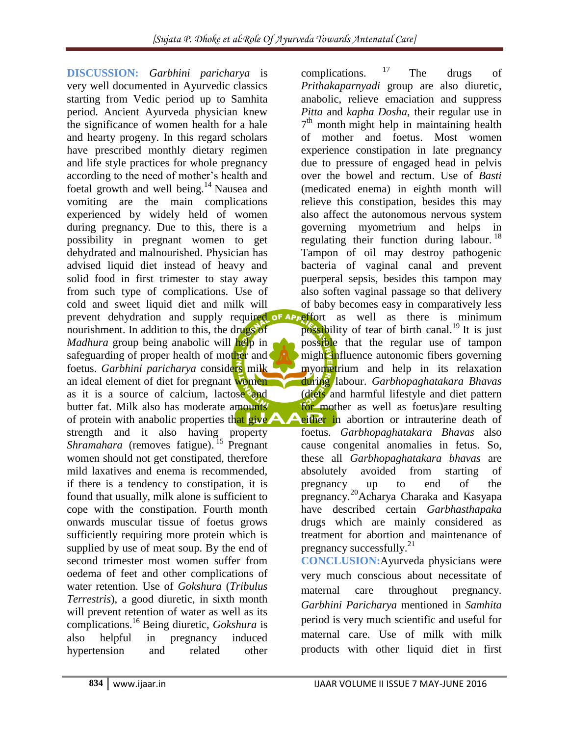**DISCUSSION:** *Garbhini paricharya* is very well documented in Ayurvedic classics starting from Vedic period up to Samhita period. Ancient Ayurveda physician knew the significance of women health for a hale and hearty progeny. In this regard scholars have prescribed monthly dietary regimen and life style practices for whole pregnancy according to the need of mother's health and foetal growth and well being.[14] Nausea and vomiting are the main complications experienced by widely held of women during pregnancy. Due to this, there is a possibility in pregnant women to get dehydrated and malnourished. Physician has advised liquid diet instead of heavy and solid food in first trimester to stay away from such type of complications. Use of cold and sweet liquid diet and milk will prevent dehydration and supply required nourishment. In addition to this, the drugs of *Madhura* group being anabolic will help in safeguarding of proper health of mother and foetus. *Garbhini paricharya* considers milk an ideal element of diet for pregnant women as it is a source of calcium, lactose and butter fat. Milk also has moderate amounts of protein with anabolic properties that give strength and it also having property *Shramahara* (removes fatigue).[15] Pregnant women should not get constipated, therefore mild laxatives and enema is recommended, if there is a tendency to constipation, it is found that usually, milk alone is sufficient to cope with the constipation. Fourth month onwards muscular tissue of foetus grows sufficiently requiring more protein which is supplied by use of meat soup. By the end of second trimester most women suffer from oedema of feet and other complications of water retention. Use of *Gokshura* (*Tribulus Terrestris*), a good diuretic, in sixth month will prevent retention of water as well as its complications.[16] Being diuretic, *Gokshura* is also helpful in pregnancy induced hypertension and related other complications.[17] The drugs of *Prithakaparnyadi* group are also diuretic, anabolic, relieve emaciation and suppress *Pitta* and *kapha Dosha*, their regular use in 7th month might help in maintaining health of mother and foetus. Most women experience constipation in late pregnancy due to pressure of engaged head in pelvis over the bowel and rectum. Use of *Basti* (medicated enema) in eighth month will relieve this constipation, besides this may also affect the autonomous nervous system governing myometrium and helps in regulating their function during labour.[18] Tampon of oil may destroy pathogenic bacteria of vaginal canal and prevent puerperal sepsis, besides this tampon may also soften vaginal passage so that delivery of baby becomes easy in comparatively less effort as well as there is minimum possibility of tear of birth canal.[19] It is just possible that the regular use of tampon might influence autonomic fibers governing myometrium and help in its relaxation during labour. *Garbhopaghatakara Bhavas* (diets and harmful lifestyle and diet pattern for mother as well as foetus)are resulting either in abortion or intrauterine death of foetus. *Garbhopaghatakara Bhavas* also cause congenital anomalies in fetus. So, these all *Garbhopaghatakara bhavas* are absolutely avoided from starting of pregnancy up to end of the pregnancy.[20] Acharya Charaka and Kasyapa have described certain *Garbhasthapaka* drugs which are mainly considered as treatment for abortion and maintenance of pregnancy successfully.[21]

**CONCLUSION:** Ayurveda physicians were very much conscious about necessitate of maternal care throughout pregnancy. *Garbhini Paricharya* mentioned in *Samhita* period is very much scientific and useful for maternal care. Use of milk with milk products with other liquid diet in first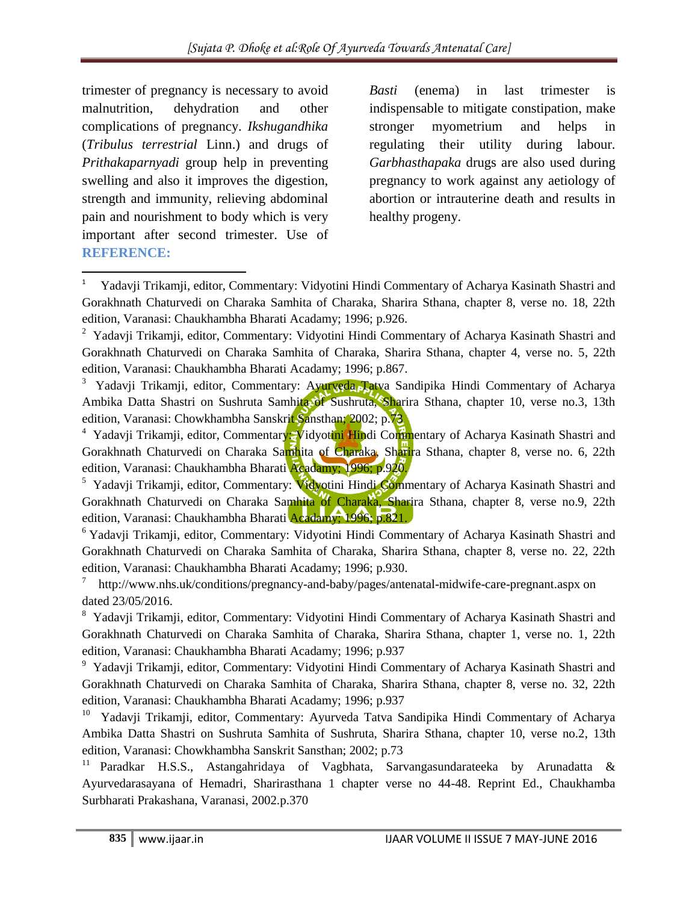trimester of pregnancy is necessary to avoid malnutrition, dehydration and other complications of pregnancy. *Ikshugandhika* (*Tribulus terrestrial* Linn.) and drugs of *Prithakaparnyadi* group help in preventing swelling and also it improves the digestion, strength and immunity, relieving abdominal pain and nourishment to body which is very important after second trimester. Use of *Basti* (enema) in last trimester is indispensable to mitigate constipation, make stronger myometrium and helps in regulating their utility during labour. *Garbhasthapaka* drugs are also used during pregnancy to work against any aetiology of abortion or intrauterine death and results in healthy progeny.

## REFERENCE:

1. Yadavji Trikamji, editor, Commentary: Vidyotini Hindi Commentary of Acharya Kasinath Shastri and Gorakhnath Chaturvedi on Charaka Samhita of Charaka, Sharira Sthana, chapter 8, verse no. 18, 22th edition, Varanasi: Chaukhambha Bharati Acadamy; 1996; p.926.
2. Yadavji Trikamji, editor, Commentary: Vidyotini Hindi Commentary of Acharya Kasinath Shastri and Gorakhnath Chaturvedi on Charaka Samhita of Charaka, Sharira Sthana, chapter 4, verse no. 5, 22th edition, Varanasi: Chaukhambha Bharati Acadamy; 1996; p.867.
3. Yadavji Trikamji, editor, Commentary: Ayurveda Tatva Sandipika Hindi Commentary of Acharya Ambika Datta Shastri on Sushruta Samhita of Sushruta, Sharira Sthana, chapter 10, verse no.3, 13th edition, Varanasi: Chowkhambha Sanskrit Sansthan; 2002; p.73
4. Yadavji Trikamji, editor, Commentary: Vidyotini Hindi Commentary of Acharya Kasinath Shastri and Gorakhnath Chaturvedi on Charaka Samhita of Charaka, Sharira Sthana, chapter 8, verse no. 6, 22th edition, Varanasi: Chaukhambha Bharati Acadamy; 1996; p.920.
5. Yadavji Trikamji, editor, Commentary: Vidyotini Hindi Commentary of Acharya Kasinath Shastri and Gorakhnath Chaturvedi on Charaka Samhita of Charaka, Sharira Sthana, chapter 8, verse no.9, 22th edition, Varanasi: Chaukhambha Bharati Acadamy; 1996; p.821.
6. Yadavji Trikamji, editor, Commentary: Vidyotini Hindi Commentary of Acharya Kasinath Shastri and Gorakhnath Chaturvedi on Charaka Samhita of Charaka, Sharira Sthana, chapter 8, verse no. 22, 22th edition, Varanasi: Chaukhambha Bharati Acadamy; 1996; p.930.
7. http://www.nhs.uk/conditions/pregnancy-and-baby/pages/antenatal-midwife-care-pregnant.aspx on dated 23/05/2016.
8. Yadavji Trikamji, editor, Commentary: Vidyotini Hindi Commentary of Acharya Kasinath Shastri and Gorakhnath Chaturvedi on Charaka Samhita of Charaka, Sharira Sthana, chapter 1, verse no. 1, 22th edition, Varanasi: Chaukhambha Bharati Acadamy; 1996; p.937
9. Yadavji Trikamji, editor, Commentary: Vidyotini Hindi Commentary of Acharya Kasinath Shastri and Gorakhnath Chaturvedi on Charaka Samhita of Charaka, Sharira Sthana, chapter 8, verse no. 32, 22th edition, Varanasi: Chaukhambha Bharati Acadamy; 1996; p.937
10. Yadavji Trikamji, editor, Commentary: Ayurveda Tatva Sandipika Hindi Commentary of Acharya Ambika Datta Shastri on Sushruta Samhita of Sushruta, Sharira Sthana, chapter 10, verse no.2, 13th edition, Varanasi: Chowkhambha Sanskrit Sansthan; 2002; p.73
11. Paradkar H.S.S., Astangahridaya of Vagbhata, Sarvangasundarateeka by Arunadatta & Ayurvedarasayana of Hemadri, Sharirasthana 1 chapter verse no 44-48. Reprint Ed., Chaukhamba Surbharati Prakashana, Varanasi, 2002.p.370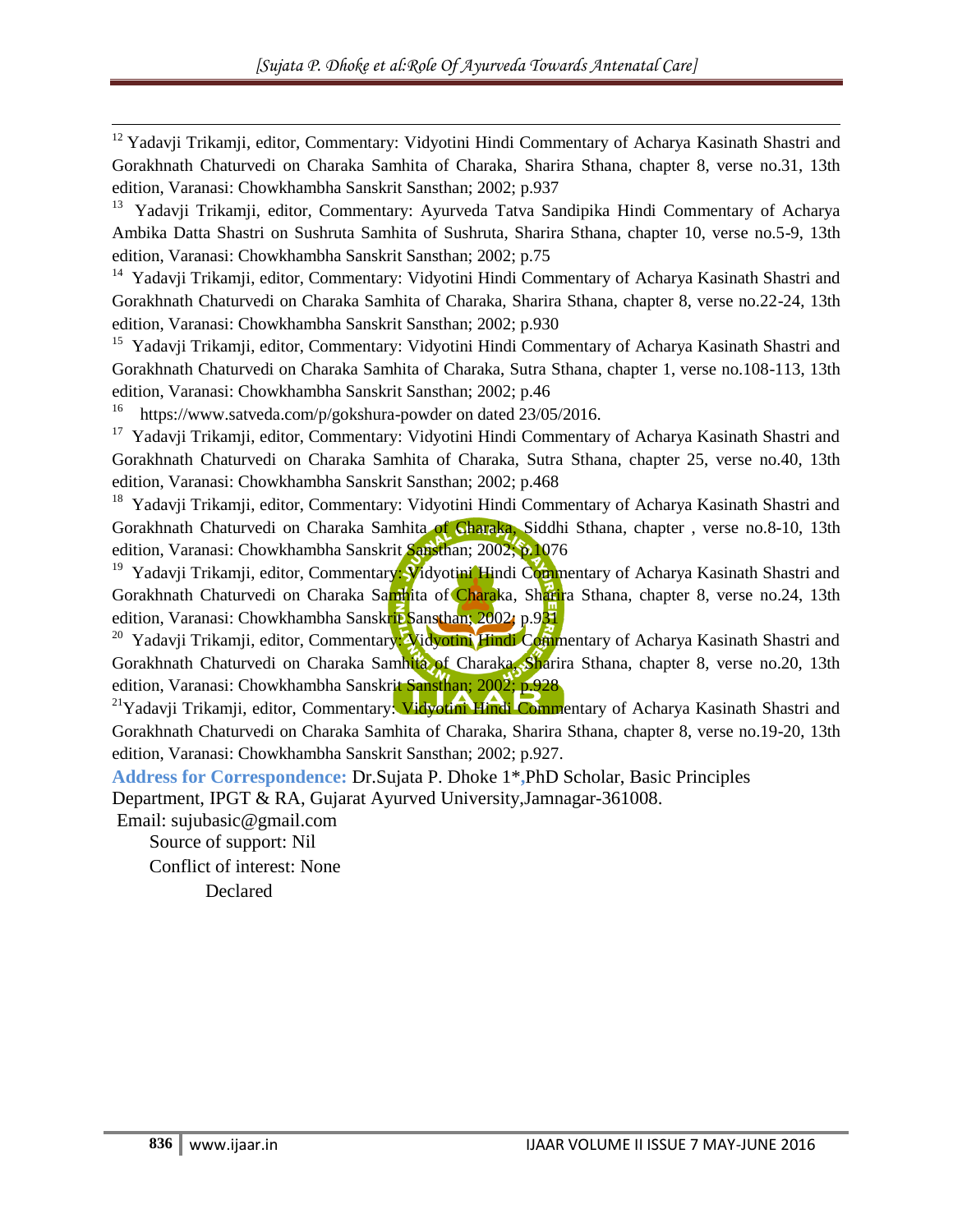[12] Yadavji Trikamji, editor, Commentary: Vidyotini Hindi Commentary of Acharya Kasinath Shastri and Gorakhnath Chaturvedi on Charaka Samhita of Charaka, Sharira Sthana, chapter 8, verse no.31, 13th edition, Varanasi: Chowkhambha Sanskrit Sansthan; 2002; p.937

[13] Yadavji Trikamji, editor, Commentary: Ayurveda Tatva Sandipika Hindi Commentary of Acharya Ambika Datta Shastri on Sushruta Samhita of Sushruta, Sharira Sthana, chapter 10, verse no.5-9, 13th edition, Varanasi: Chowkhambha Sanskrit Sansthan; 2002; p.75

[14] Yadavji Trikamji, editor, Commentary: Vidyotini Hindi Commentary of Acharya Kasinath Shastri and Gorakhnath Chaturvedi on Charaka Samhita of Charaka, Sharira Sthana, chapter 8, verse no.22-24, 13th edition, Varanasi: Chowkhambha Sanskrit Sansthan; 2002; p.930

[15] Yadavji Trikamji, editor, Commentary: Vidyotini Hindi Commentary of Acharya Kasinath Shastri and Gorakhnath Chaturvedi on Charaka Samhita of Charaka, Sutra Sthana, chapter 1, verse no.108-113, 13th edition, Varanasi: Chowkhambha Sanskrit Sansthan; 2002; p.46

[16] https://www.satveda.com/p/gokshura-powder on dated 23/05/2016.

[17] Yadavji Trikamji, editor, Commentary: Vidyotini Hindi Commentary of Acharya Kasinath Shastri and Gorakhnath Chaturvedi on Charaka Samhita of Charaka, Sutra Sthana, chapter 25, verse no.40, 13th edition, Varanasi: Chowkhambha Sanskrit Sansthan; 2002; p.468

[18] Yadavji Trikamji, editor, Commentary: Vidyotini Hindi Commentary of Acharya Kasinath Shastri and Gorakhnath Chaturvedi on Charaka Samhita of Charaka, Siddhi Sthana, chapter , verse no.8-10, 13th edition, Varanasi: Chowkhambha Sanskrit Sansthan; 2002; p.1076

[19] Yadavji Trikamji, editor, Commentary: Vidyotini Hindi Commentary of Acharya Kasinath Shastri and Gorakhnath Chaturvedi on Charaka Samhita of Charaka, Sharira Sthana, chapter 8, verse no.24, 13th edition, Varanasi: Chowkhambha Sanskrit Sansthan; 2002; p.931

[20] Yadavji Trikamji, editor, Commentary: Vidyotini Hindi Commentary of Acharya Kasinath Shastri and Gorakhnath Chaturvedi on Charaka Samhita of Charaka, Sharira Sthana, chapter 8, verse no.20, 13th edition, Varanasi: Chowkhambha Sanskrit Sansthan; 2002; p.928

[21] Yadavji Trikamji, editor, Commentary: Vidyotini Hindi Commentary of Acharya Kasinath Shastri and Gorakhnath Chaturvedi on Charaka Samhita of Charaka, Sharira Sthana, chapter 8, verse no.19-20, 13th edition, Varanasi: Chowkhambha Sanskrit Sansthan; 2002; p.927.

**Address for Correspondence:** Dr.Sujata P. Dhoke 1*,PhD Scholar, Basic Principles Department, IPGT & RA, Gujarat Ayurved University,Jamnagar-361008.

Email: sujubasic@gmail.com

Source of support: Nil

Conflict of interest: None Declared